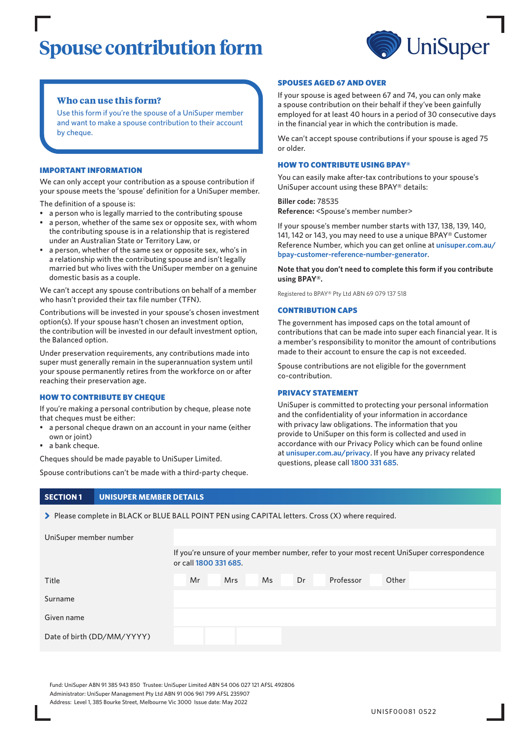# Spouse contribution form

UniSuper

### Who can use this form?

Use this form if you're the spouse of a UniSuper member and want to make a spouse contribution to their account by cheque.

## IMPORTANT INFORMATION

We can only accept your contribution as a spouse contribution if your spouse meets the 'spouse' definition for a UniSuper member.

The definition of a spouse is:

- a person who is legally married to the contributing spouse
- a person, whether of the same sex or opposite sex, with whom the contributing spouse is in a relationship that is registered under an Australian State or Territory Law, or
- a person, whether of the same sex or opposite sex, who's in a relationship with the contributing spouse and isn't legally married but who lives with the UniSuper member on a genuine domestic basis as a couple.

We can't accept any spouse contributions on behalf of a member who hasn't provided their tax file number (TFN).

Contributions will be invested in your spouse's chosen investment option(s). If your spouse hasn't chosen an investment option, the contribution will be invested in our default investment option, the Balanced option.

Under preservation requirements, any contributions made into super must generally remain in the superannuation system until your spouse permanently retires from the workforce on or after reaching their preservation age.

## HOW TO CONTRIBUTE BY CHEQUE

If you're making a personal contribution by cheque, please note that cheques must be either:

- a personal cheque drawn on an account in your name (either own or joint)
- a bank cheque.

Cheques should be made payable to UniSuper Limited.

Spouse contributions can't be made with a third-party cheque.

## SPOUSES AGED 67 AND OVER

If your spouse is aged between 67 and 74, you can only make a spouse contribution on their behalf if they've been gainfully employed for at least 40 hours in a period of 30 consecutive days in the financial year in which the contribution is made.

We can't accept spouse contributions if your spouse is aged 75 or older.

## HOW TO CONTRIBUTE USING BPAY®

You can easily make after-tax contributions to your spouse's UniSuper account using these BPAY® details:

**Biller code:** 78535
**Reference:** <Spouse's member number>

If your spouse's member number starts with 137, 138, 139, 140, 141, 142 or 143, you may need to use a unique BPAY® Customer Reference Number, which you can get online at unisuper.com.au/bpay-customer-reference-number-generator.

**Note that you don't need to complete this form if you contribute using BPAY®.**

Registered to BPAY® Pty Ltd ABN 69 079 137 518

## CONTRIBUTION CAPS

The government has imposed caps on the total amount of contributions that can be made into super each financial year. It is a member's responsibility to monitor the amount of contributions made to their account to ensure the cap is not exceeded.

Spouse contributions are not eligible for the government co-contribution.

## PRIVACY STATEMENT

UniSuper is committed to protecting your personal information and the confidentiality of your information in accordance with privacy law obligations. The information that you provide to UniSuper on this form is collected and used in accordance with our Privacy Policy which can be found online at unisuper.com.au/privacy. If you have any privacy related questions, please call 1800 331 685.

## SECTION 1 UNISUPER MEMBER DETAILS

> Please complete in BLACK or BLUE BALL POINT PEN using CAPITAL letters. Cross (X) where required.

| | |
|---|---|
| UniSuper member number | |
| | If you're unsure of your member number, refer to your most recent UniSuper correspondence or call 1800 331 685. |
| Title | ☐ Mr ☐ Mrs ☐ Ms ☐ Dr ☐ Professor ☐ Other |
| Surname | |
| Given name | |
| Date of birth (DD/MM/YYYY) | |

Fund: UniSuper ABN 91 385 943 850 Trustee: UniSuper Limited ABN 54 006 027 121 AFSL 492806
Administrator: UniSuper Management Pty Ltd ABN 91 006 961 799 AFSL 235907
Address: Level 1, 385 Bourke Street, Melbourne Vic 3000 Issue date: May 2022

UNISF00081 0522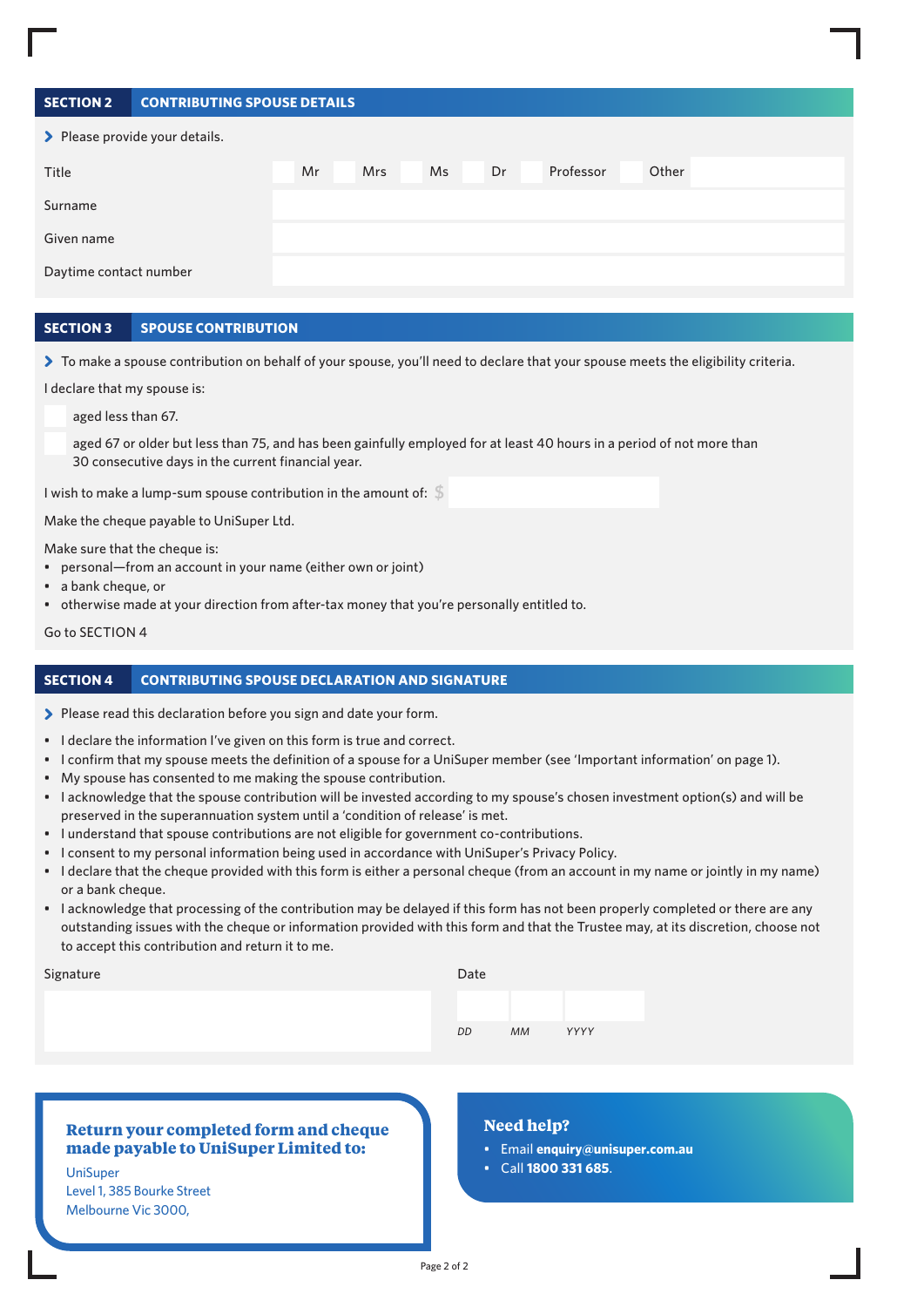## SECTION 2 CONTRIBUTING SPOUSE DETAILS

Please provide your details.

| | |
|---|---|
| Title | Mr / Mrs / Ms / Dr / Professor / Other |
| Surname | |
| Given name | |
| Daytime contact number | |

## SECTION 3 SPOUSE CONTRIBUTION

To make a spouse contribution on behalf of your spouse, you'll need to declare that your spouse meets the eligibility criteria.

I declare that my spouse is:

- aged less than 67.
- aged 67 or older but less than 75, and has been gainfully employed for at least 40 hours in a period of not more than 30 consecutive days in the current financial year.

I wish to make a lump-sum spouse contribution in the amount of: $

Make the cheque payable to UniSuper Ltd.

Make sure that the cheque is:

- personal—from an account in your name (either own or joint)
- a bank cheque, or
- otherwise made at your direction from after-tax money that you're personally entitled to.

Go to SECTION 4

## SECTION 4 CONTRIBUTING SPOUSE DECLARATION AND SIGNATURE

Please read this declaration before you sign and date your form.

- I declare the information I've given on this form is true and correct.
- I confirm that my spouse meets the definition of a spouse for a UniSuper member (see 'Important information' on page 1).
- My spouse has consented to me making the spouse contribution.
- I acknowledge that the spouse contribution will be invested according to my spouse's chosen investment option(s) and will be preserved in the superannuation system until a 'condition of release' is met.
- I understand that spouse contributions are not eligible for government co-contributions.
- I consent to my personal information being used in accordance with UniSuper's Privacy Policy.
- I declare that the cheque provided with this form is either a personal cheque (from an account in my name or jointly in my name) or a bank cheque.
- I acknowledge that processing of the contribution may be delayed if this form has not been properly completed or there are any outstanding issues with the cheque or information provided with this form and that the Trustee may, at its discretion, choose not to accept this contribution and return it to me.

Signature

Date

*DD* *MM* *YYYY*

### Return your completed form and cheque made payable to UniSuper Limited to:

UniSuper
Level 1, 385 Bourke Street
Melbourne Vic 3000,

### Need help?

- Email **enquiry@unisuper.com.au**
- Call **1800 331 685**.